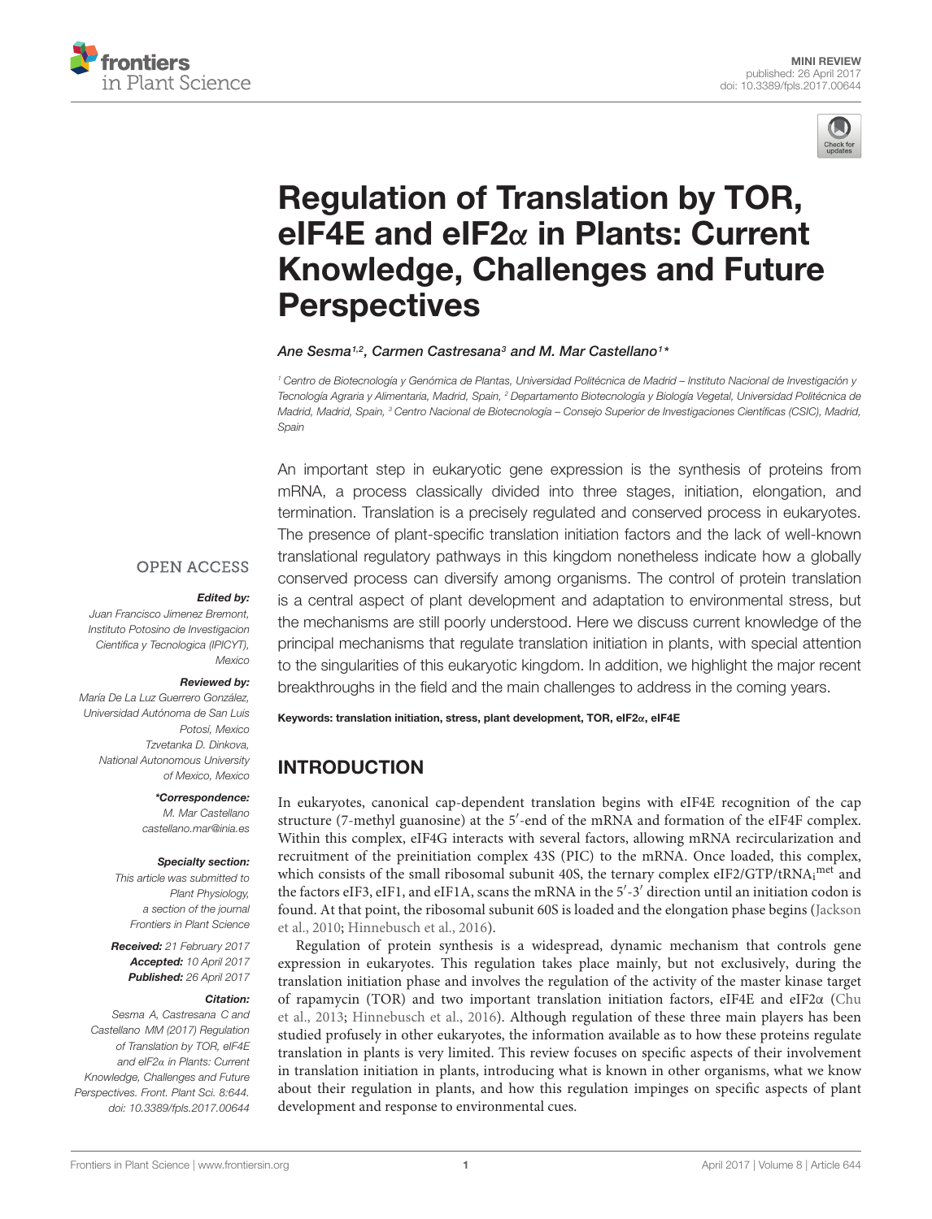MINI REVIEW
published: 26 April 2017
doi: 10.3389/fpls.2017.00644

# Regulation of Translation by TOR, eIF4E and eIF2α in Plants: Current Knowledge, Challenges and Future Perspectives

*Ane Sesma[1,2], Carmen Castresana[3] and M. Mar Castellano[1]**

[1] Centro de Biotecnología y Genómica de Plantas, Universidad Politécnica de Madrid – Instituto Nacional de Investigación y Tecnología Agraria y Alimentaria, Madrid, Spain, [2] Departamento Biotecnología y Biología Vegetal, Universidad Politécnica de Madrid, Madrid, Spain, [3] Centro Nacional de Biotecnología – Consejo Superior de Investigaciones Científicas (CSIC), Madrid, Spain

OPEN ACCESS

***Edited by:***
Juan Francisco Jimenez Bremont, Instituto Potosino de Investigacion Cientifica y Tecnologica (IPICYT), Mexico

***Reviewed by:***
María De La Luz Guerrero González, Universidad Autónoma de San Luis Potosí, Mexico
Tzvetanka D. Dinkova, National Autonomous University of Mexico, Mexico

***\*Correspondence:***
M. Mar Castellano
castellano.mar@inia.es

***Specialty section:***
This article was submitted to Plant Physiology, a section of the journal Frontiers in Plant Science

***Received:*** 21 February 2017
***Accepted:*** 10 April 2017
***Published:*** 26 April 2017

***Citation:***
Sesma A, Castresana C and Castellano MM (2017) Regulation of Translation by TOR, eIF4E and eIF2α in Plants: Current Knowledge, Challenges and Future Perspectives. Front. Plant Sci. 8:644. doi: 10.3389/fpls.2017.00644

An important step in eukaryotic gene expression is the synthesis of proteins from mRNA, a process classically divided into three stages, initiation, elongation, and termination. Translation is a precisely regulated and conserved process in eukaryotes. The presence of plant-specific translation initiation factors and the lack of well-known translational regulatory pathways in this kingdom nonetheless indicate how a globally conserved process can diversify among organisms. The control of protein translation is a central aspect of plant development and adaptation to environmental stress, but the mechanisms are still poorly understood. Here we discuss current knowledge of the principal mechanisms that regulate translation initiation in plants, with special attention to the singularities of this eukaryotic kingdom. In addition, we highlight the major recent breakthroughs in the field and the main challenges to address in the coming years.

**Keywords: translation initiation, stress, plant development, TOR, eIF2α, eIF4E**

## INTRODUCTION

In eukaryotes, canonical cap-dependent translation begins with eIF4E recognition of the cap structure (7-methyl guanosine) at the 5′-end of the mRNA and formation of the eIF4F complex. Within this complex, eIF4G interacts with several factors, allowing mRNA recircularization and recruitment of the preinitiation complex 43S (PIC) to the mRNA. Once loaded, this complex, which consists of the small ribosomal subunit 40S, the ternary complex eIF2/GTP/$tRNA_i^{met}$ and the factors eIF3, eIF1, and eIF1A, scans the mRNA in the 5′-3′ direction until an initiation codon is found. At that point, the ribosomal subunit 60S is loaded and the elongation phase begins (Jackson et al., 2010; Hinnebusch et al., 2016).

Regulation of protein synthesis is a widespread, dynamic mechanism that controls gene expression in eukaryotes. This regulation takes place mainly, but not exclusively, during the translation initiation phase and involves the regulation of the activity of the master kinase target of rapamycin (TOR) and two important translation initiation factors, eIF4E and eIF2α (Chu et al., 2013; Hinnebusch et al., 2016). Although regulation of these three main players has been studied profusely in other eukaryotes, the information available as to how these proteins regulate translation in plants is very limited. This review focuses on specific aspects of their involvement in translation initiation in plants, introducing what is known in other organisms, what we know about their regulation in plants, and how this regulation impinges on specific aspects of plant development and response to environmental cues.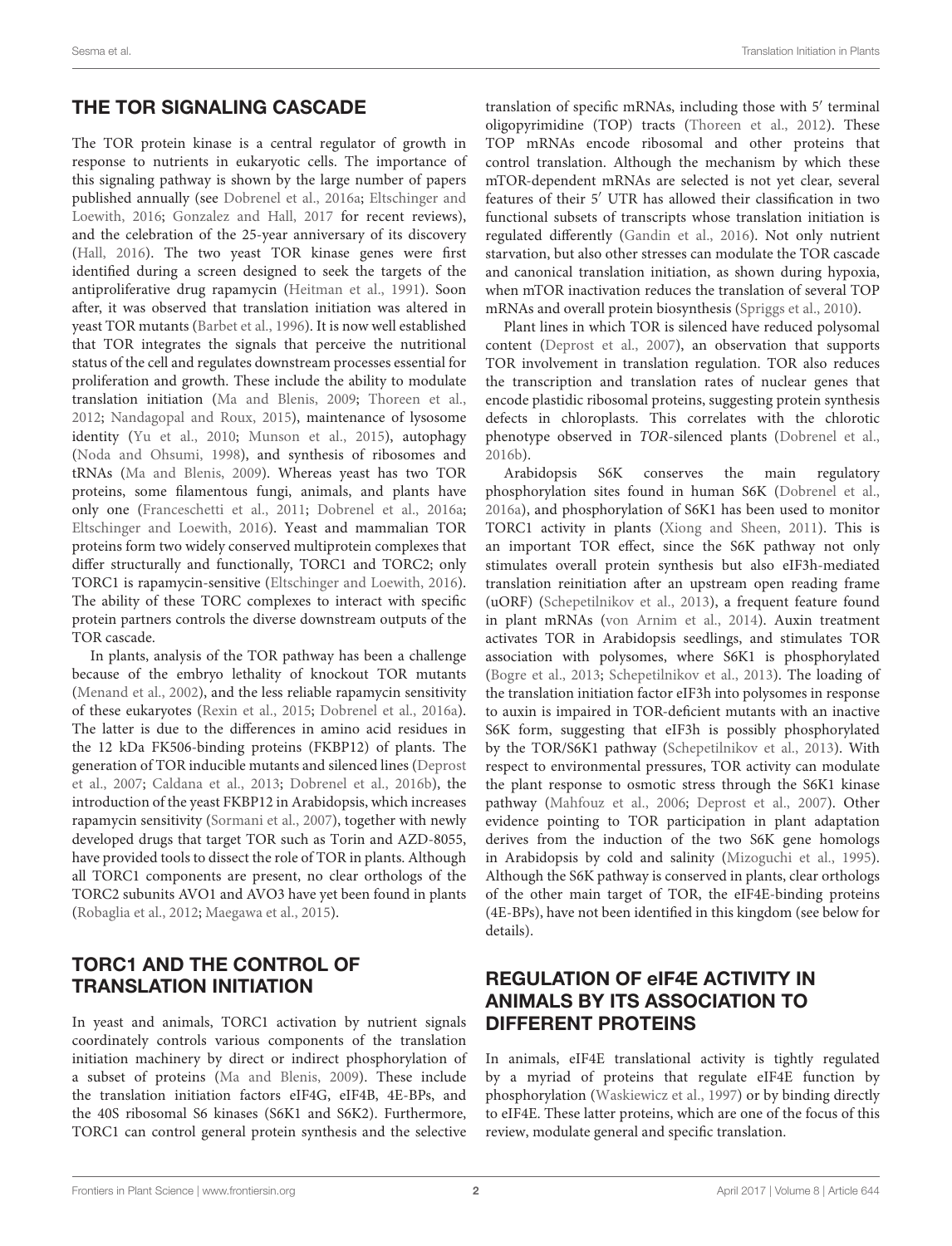## THE TOR SIGNALING CASCADE

The TOR protein kinase is a central regulator of growth in response to nutrients in eukaryotic cells. The importance of this signaling pathway is shown by the large number of papers published annually (see Dobrenel et al., 2016a; Eltschinger and Loewith, 2016; Gonzalez and Hall, 2017 for recent reviews), and the celebration of the 25-year anniversary of its discovery (Hall, 2016). The two yeast TOR kinase genes were first identified during a screen designed to seek the targets of the antiproliferative drug rapamycin (Heitman et al., 1991). Soon after, it was observed that translation initiation was altered in yeast TOR mutants (Barbet et al., 1996). It is now well established that TOR integrates the signals that perceive the nutritional status of the cell and regulates downstream processes essential for proliferation and growth. These include the ability to modulate translation initiation (Ma and Blenis, 2009; Thoreen et al., 2012; Nandagopal and Roux, 2015), maintenance of lysosome identity (Yu et al., 2010; Munson et al., 2015), autophagy (Noda and Ohsumi, 1998), and synthesis of ribosomes and tRNAs (Ma and Blenis, 2009). Whereas yeast has two TOR proteins, some filamentous fungi, animals, and plants have only one (Franceschetti et al., 2011; Dobrenel et al., 2016a; Eltschinger and Loewith, 2016). Yeast and mammalian TOR proteins form two widely conserved multiprotein complexes that differ structurally and functionally, TORC1 and TORC2; only TORC1 is rapamycin-sensitive (Eltschinger and Loewith, 2016). The ability of these TORC complexes to interact with specific protein partners controls the diverse downstream outputs of the TOR cascade.

In plants, analysis of the TOR pathway has been a challenge because of the embryo lethality of knockout TOR mutants (Menand et al., 2002), and the less reliable rapamycin sensitivity of these eukaryotes (Rexin et al., 2015; Dobrenel et al., 2016a). The latter is due to the differences in amino acid residues in the 12 kDa FK506-binding proteins (FKBP12) of plants. The generation of TOR inducible mutants and silenced lines (Deprost et al., 2007; Caldana et al., 2013; Dobrenel et al., 2016b), the introduction of the yeast FKBP12 in Arabidopsis, which increases rapamycin sensitivity (Sormani et al., 2007), together with newly developed drugs that target TOR such as Torin and AZD-8055, have provided tools to dissect the role of TOR in plants. Although all TORC1 components are present, no clear orthologs of the TORC2 subunits AVO1 and AVO3 have yet been found in plants (Robaglia et al., 2012; Maegawa et al., 2015).

## TORC1 AND THE CONTROL OF TRANSLATION INITIATION

In yeast and animals, TORC1 activation by nutrient signals coordinately controls various components of the translation initiation machinery by direct or indirect phosphorylation of a subset of proteins (Ma and Blenis, 2009). These include the translation initiation factors eIF4G, eIF4B, 4E-BPs, and the 40S ribosomal S6 kinases (S6K1 and S6K2). Furthermore, TORC1 can control general protein synthesis and the selective translation of specific mRNAs, including those with 5′ terminal oligopyrimidine (TOP) tracts (Thoreen et al., 2012). These TOP mRNAs encode ribosomal and other proteins that control translation. Although the mechanism by which these mTOR-dependent mRNAs are selected is not yet clear, several features of their 5′ UTR has allowed their classification in two functional subsets of transcripts whose translation initiation is regulated differently (Gandin et al., 2016). Not only nutrient starvation, but also other stresses can modulate the TOR cascade and canonical translation initiation, as shown during hypoxia, when mTOR inactivation reduces the translation of several TOP mRNAs and overall protein biosynthesis (Spriggs et al., 2010).

Plant lines in which TOR is silenced have reduced polysomal content (Deprost et al., 2007), an observation that supports TOR involvement in translation regulation. TOR also reduces the transcription and translation rates of nuclear genes that encode plastidic ribosomal proteins, suggesting protein synthesis defects in chloroplasts. This correlates with the chlorotic phenotype observed in *TOR*-silenced plants (Dobrenel et al., 2016b).

Arabidopsis S6K conserves the main regulatory phosphorylation sites found in human S6K (Dobrenel et al., 2016a), and phosphorylation of S6K1 has been used to monitor TORC1 activity in plants (Xiong and Sheen, 2011). This is an important TOR effect, since the S6K pathway not only stimulates overall protein synthesis but also eIF3h-mediated translation reinitiation after an upstream open reading frame (uORF) (Schepetilnikov et al., 2013), a frequent feature found in plant mRNAs (von Arnim et al., 2014). Auxin treatment activates TOR in Arabidopsis seedlings, and stimulates TOR association with polysomes, where S6K1 is phosphorylated (Bogre et al., 2013; Schepetilnikov et al., 2013). The loading of the translation initiation factor eIF3h into polysomes in response to auxin is impaired in TOR-deficient mutants with an inactive S6K form, suggesting that eIF3h is possibly phosphorylated by the TOR/S6K1 pathway (Schepetilnikov et al., 2013). With respect to environmental pressures, TOR activity can modulate the plant response to osmotic stress through the S6K1 kinase pathway (Mahfouz et al., 2006; Deprost et al., 2007). Other evidence pointing to TOR participation in plant adaptation derives from the induction of the two S6K gene homologs in Arabidopsis by cold and salinity (Mizoguchi et al., 1995). Although the S6K pathway is conserved in plants, clear orthologs of the other main target of TOR, the eIF4E-binding proteins (4E-BPs), have not been identified in this kingdom (see below for details).

## REGULATION OF eIF4E ACTIVITY IN ANIMALS BY ITS ASSOCIATION TO DIFFERENT PROTEINS

In animals, eIF4E translational activity is tightly regulated by a myriad of proteins that regulate eIF4E function by phosphorylation (Waskiewicz et al., 1997) or by binding directly to eIF4E. These latter proteins, which are one of the focus of this review, modulate general and specific translation.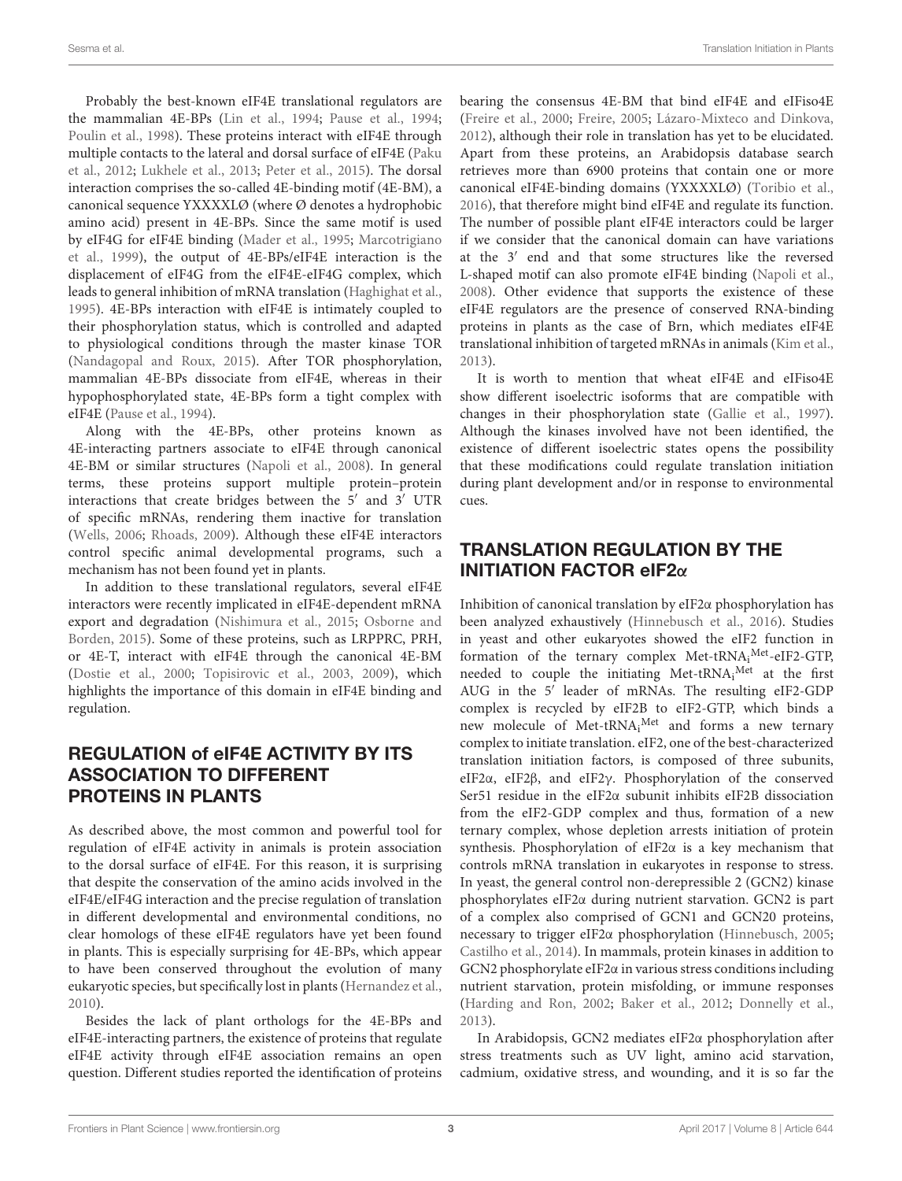Probably the best-known eIF4E translational regulators are the mammalian 4E-BPs (Lin et al., 1994; Pause et al., 1994; Poulin et al., 1998). These proteins interact with eIF4E through multiple contacts to the lateral and dorsal surface of eIF4E (Paku et al., 2012; Lukhele et al., 2013; Peter et al., 2015). The dorsal interaction comprises the so-called 4E-binding motif (4E-BM), a canonical sequence YXXXXLØ (where Ø denotes a hydrophobic amino acid) present in 4E-BPs. Since the same motif is used by eIF4G for eIF4E binding (Mader et al., 1995; Marcotrigiano et al., 1999), the output of 4E-BPs/eIF4E interaction is the displacement of eIF4G from the eIF4E-eIF4G complex, which leads to general inhibition of mRNA translation (Haghighat et al., 1995). 4E-BPs interaction with eIF4E is intimately coupled to their phosphorylation status, which is controlled and adapted to physiological conditions through the master kinase TOR (Nandagopal and Roux, 2015). After TOR phosphorylation, mammalian 4E-BPs dissociate from eIF4E, whereas in their hypophosphorylated state, 4E-BPs form a tight complex with eIF4E (Pause et al., 1994).

Along with the 4E-BPs, other proteins known as 4E-interacting partners associate to eIF4E through canonical 4E-BM or similar structures (Napoli et al., 2008). In general terms, these proteins support multiple protein–protein interactions that create bridges between the 5′ and 3′ UTR of specific mRNAs, rendering them inactive for translation (Wells, 2006; Rhoads, 2009). Although these eIF4E interactors control specific animal developmental programs, such a mechanism has not been found yet in plants.

In addition to these translational regulators, several eIF4E interactors were recently implicated in eIF4E-dependent mRNA export and degradation (Nishimura et al., 2015; Osborne and Borden, 2015). Some of these proteins, such as LRPPRC, PRH, or 4E-T, interact with eIF4E through the canonical 4E-BM (Dostie et al., 2000; Topisirovic et al., 2003, 2009), which highlights the importance of this domain in eIF4E binding and regulation.

## REGULATION of eIF4E ACTIVITY BY ITS ASSOCIATION TO DIFFERENT PROTEINS IN PLANTS

As described above, the most common and powerful tool for regulation of eIF4E activity in animals is protein association to the dorsal surface of eIF4E. For this reason, it is surprising that despite the conservation of the amino acids involved in the eIF4E/eIF4G interaction and the precise regulation of translation in different developmental and environmental conditions, no clear homologs of these eIF4E regulators have yet been found in plants. This is especially surprising for 4E-BPs, which appear to have been conserved throughout the evolution of many eukaryotic species, but specifically lost in plants (Hernandez et al., 2010).

Besides the lack of plant orthologs for the 4E-BPs and eIF4E-interacting partners, the existence of proteins that regulate eIF4E activity through eIF4E association remains an open question. Different studies reported the identification of proteins bearing the consensus 4E-BM that bind eIF4E and eIFiso4E (Freire et al., 2000; Freire, 2005; Lázaro-Mixteco and Dinkova, 2012), although their role in translation has yet to be elucidated. Apart from these proteins, an Arabidopsis database search retrieves more than 6900 proteins that contain one or more canonical eIF4E-binding domains (YXXXXLØ) (Toribio et al., 2016), that therefore might bind eIF4E and regulate its function. The number of possible plant eIF4E interactors could be larger if we consider that the canonical domain can have variations at the 3′ end and that some structures like the reversed L-shaped motif can also promote eIF4E binding (Napoli et al., 2008). Other evidence that supports the existence of these eIF4E regulators are the presence of conserved RNA-binding proteins in plants as the case of Brn, which mediates eIF4E translational inhibition of targeted mRNAs in animals (Kim et al., 2013).

It is worth to mention that wheat eIF4E and eIFiso4E show different isoelectric isoforms that are compatible with changes in their phosphorylation state (Gallie et al., 1997). Although the kinases involved have not been identified, the existence of different isoelectric states opens the possibility that these modifications could regulate translation initiation during plant development and/or in response to environmental cues.

## TRANSLATION REGULATION BY THE INITIATION FACTOR eIF2α

Inhibition of canonical translation by eIF2α phosphorylation has been analyzed exhaustively (Hinnebusch et al., 2016). Studies in yeast and other eukaryotes showed the eIF2 function in formation of the ternary complex Met-tRNA$_i^{Met}$-eIF2-GTP, needed to couple the initiating Met-tRNA$_i^{Met}$ at the first AUG in the 5′ leader of mRNAs. The resulting eIF2-GDP complex is recycled by eIF2B to eIF2-GTP, which binds a new molecule of Met-tRNA$_i^{Met}$ and forms a new ternary complex to initiate translation. eIF2, one of the best-characterized translation initiation factors, is composed of three subunits, eIF2α, eIF2β, and eIF2γ. Phosphorylation of the conserved Ser51 residue in the eIF2α subunit inhibits eIF2B dissociation from the eIF2-GDP complex and thus, formation of a new ternary complex, whose depletion arrests initiation of protein synthesis. Phosphorylation of eIF2α is a key mechanism that controls mRNA translation in eukaryotes in response to stress. In yeast, the general control non-derepressible 2 (GCN2) kinase phosphorylates eIF2α during nutrient starvation. GCN2 is part of a complex also comprised of GCN1 and GCN20 proteins, necessary to trigger eIF2α phosphorylation (Hinnebusch, 2005; Castilho et al., 2014). In mammals, protein kinases in addition to GCN2 phosphorylate eIF2α in various stress conditions including nutrient starvation, protein misfolding, or immune responses (Harding and Ron, 2002; Baker et al., 2012; Donnelly et al., 2013).

In Arabidopsis, GCN2 mediates eIF2α phosphorylation after stress treatments such as UV light, amino acid starvation, cadmium, oxidative stress, and wounding, and it is so far the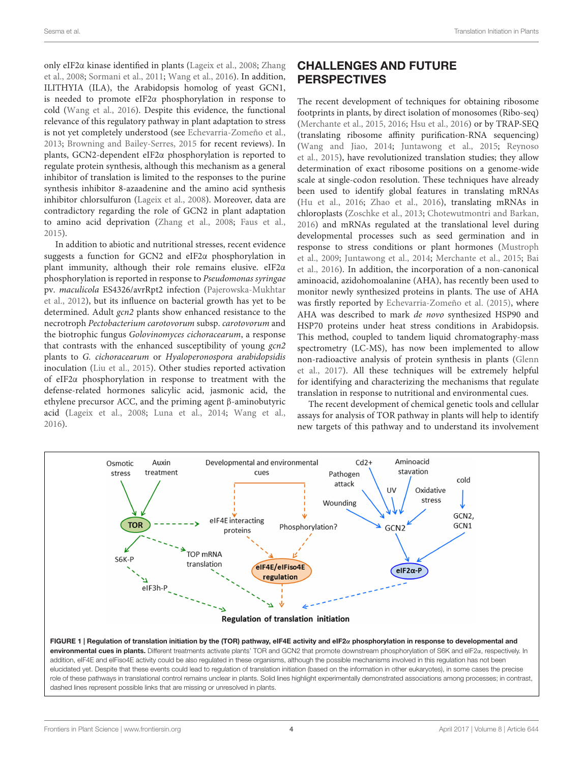only eIF2α kinase identified in plants (Lageix et al., 2008; Zhang et al., 2008; Sormani et al., 2011; Wang et al., 2016). In addition, ILITHYIA (ILA), the Arabidopsis homolog of yeast GCN1, is needed to promote eIF2α phosphorylation in response to cold (Wang et al., 2016). Despite this evidence, the functional relevance of this regulatory pathway in plant adaptation to stress is not yet completely understood (see Echevarria-Zomeño et al., 2013; Browning and Bailey-Serres, 2015 for recent reviews). In plants, GCN2-dependent eIF2α phosphorylation is reported to regulate protein synthesis, although this mechanism as a general inhibitor of translation is limited to the responses to the purine synthesis inhibitor 8-azaadenine and the amino acid synthesis inhibitor chlorsulfuron (Lageix et al., 2008). Moreover, data are contradictory regarding the role of GCN2 in plant adaptation to amino acid deprivation (Zhang et al., 2008; Faus et al., 2015).

In addition to abiotic and nutritional stresses, recent evidence suggests a function for GCN2 and eIF2α phosphorylation in plant immunity, although their role remains elusive. eIF2α phosphorylation is reported in response to *Pseudomonas syringae* pv. *maculicola* ES4326/avrRpt2 infection (Pajerowska-Mukhtar et al., 2012), but its influence on bacterial growth has yet to be determined. Adult *gcn2* plants show enhanced resistance to the necrotroph *Pectobacterium carotovorum* subsp. *carotovorum* and the biotrophic fungus *Golovinomyces cichoracearum*, a response that contrasts with the enhanced susceptibility of young *gcn2* plants to *G. cichoracearum* or *Hyaloperonospora arabidopsidis* inoculation (Liu et al., 2015). Other studies reported activation of eIF2α phosphorylation in response to treatment with the defense-related hormones salicylic acid, jasmonic acid, the ethylene precursor ACC, and the priming agent β-aminobutyric acid (Lageix et al., 2008; Luna et al., 2014; Wang et al., 2016).

## CHALLENGES AND FUTURE PERSPECTIVES

The recent development of techniques for obtaining ribosome footprints in plants, by direct isolation of monosomes (Ribo-seq) (Merchante et al., 2015, 2016; Hsu et al., 2016) or by TRAP-SEQ (translating ribosome affinity purification-RNA sequencing) (Wang and Jiao, 2014; Juntawong et al., 2015; Reynoso et al., 2015), have revolutionized translation studies; they allow determination of exact ribosome positions on a genome-wide scale at single-codon resolution. These techniques have already been used to identify global features in translating mRNAs (Hu et al., 2016; Zhao et al., 2016), translating mRNAs in chloroplasts (Zoschke et al., 2013; Chotewutmontri and Barkan, 2016) and mRNAs regulated at the translational level during developmental processes such as seed germination and in response to stress conditions or plant hormones (Mustroph et al., 2009; Juntawong et al., 2014; Merchante et al., 2015; Bai et al., 2016). In addition, the incorporation of a non-canonical aminoacid, azidohomoalanine (AHA), has recently been used to monitor newly synthesized proteins in plants. The use of AHA was firstly reported by Echevarria-Zomeño et al. (2015), where AHA was described to mark *de novo* synthesized HSP90 and HSP70 proteins under heat stress conditions in Arabidopsis. This method, coupled to tandem liquid chromatography-mass spectrometry (LC-MS), has now been implemented to allow non-radioactive analysis of protein synthesis in plants (Glenn et al., 2017). All these techniques will be extremely helpful for identifying and characterizing the mechanisms that regulate translation in response to nutritional and environmental cues.

The recent development of chemical genetic tools and cellular assays for analysis of TOR pathway in plants will help to identify new targets of this pathway and to understand its involvement

**FIGURE 1 | Regulation of translation initiation by the (TOR) pathway, eIF4E activity and eIF2α phosphorylation in response to developmental and environmental cues in plants.** Different treatments activate plants' TOR and GCN2 that promote downstream phosphorylation of S6K and eIF2α, respectively. In addition, eIF4E and eIFiso4E activity could be also regulated in these organisms, although the possible mechanisms involved in this regulation has not been elucidated yet. Despite that these events could lead to regulation of translation initiation (based on the information in other eukaryotes), in some cases the precise role of these pathways in translational control remains unclear in plants. Solid lines highlight experimentally demonstrated associations among processes; in contrast, dashed lines represent possible links that are missing or unresolved in plants.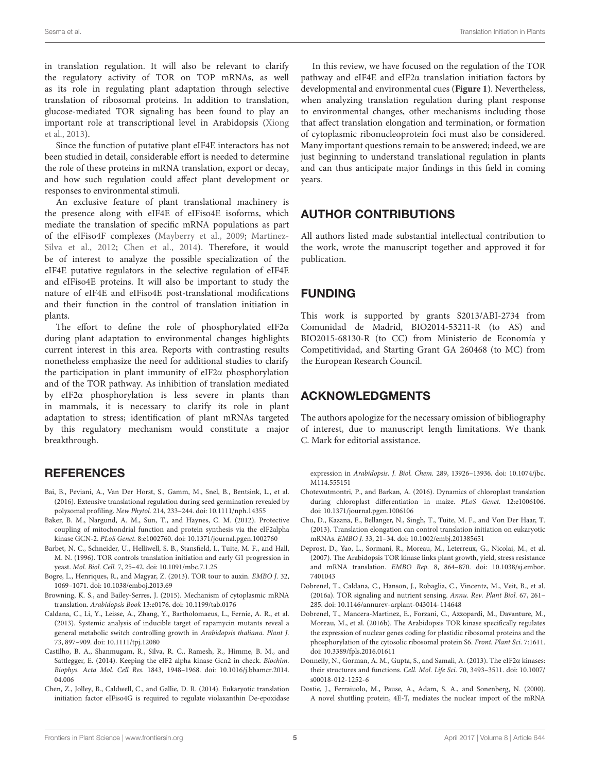in translation regulation. It will also be relevant to clarify the regulatory activity of TOR on TOP mRNAs, as well as its role in regulating plant adaptation through selective translation of ribosomal proteins. In addition to translation, glucose-mediated TOR signaling has been found to play an important role at transcriptional level in Arabidopsis (Xiong et al., 2013).

Since the function of putative plant eIF4E interactors has not been studied in detail, considerable effort is needed to determine the role of these proteins in mRNA translation, export or decay, and how such regulation could affect plant development or responses to environmental stimuli.

An exclusive feature of plant translational machinery is the presence along with eIF4E of eIFiso4E isoforms, which mediate the translation of specific mRNA populations as part of the eIFiso4F complexes (Mayberry et al., 2009; Martinez-Silva et al., 2012; Chen et al., 2014). Therefore, it would be of interest to analyze the possible specialization of the eIF4E putative regulators in the selective regulation of eIF4E and eIFiso4E proteins. It will also be important to study the nature of eIF4E and eIFiso4E post-translational modifications and their function in the control of translation initiation in plants.

The effort to define the role of phosphorylated eIF2α during plant adaptation to environmental changes highlights current interest in this area. Reports with contrasting results nonetheless emphasize the need for additional studies to clarify the participation in plant immunity of eIF2α phosphorylation and of the TOR pathway. As inhibition of translation mediated by eIF2α phosphorylation is less severe in plants than in mammals, it is necessary to clarify its role in plant adaptation to stress; identification of plant mRNAs targeted by this regulatory mechanism would constitute a major breakthrough.

In this review, we have focused on the regulation of the TOR pathway and eIF4E and eIF2α translation initiation factors by developmental and environmental cues (**Figure 1**). Nevertheless, when analyzing translation regulation during plant response to environmental changes, other mechanisms including those that affect translation elongation and termination, or formation of cytoplasmic ribonucleoprotein foci must also be considered. Many important questions remain to be answered; indeed, we are just beginning to understand translational regulation in plants and can thus anticipate major findings in this field in coming years.

## AUTHOR CONTRIBUTIONS

All authors listed made substantial intellectual contribution to the work, wrote the manuscript together and approved it for publication.

## FUNDING

This work is supported by grants S2013/ABI-2734 from Comunidad de Madrid, BIO2014-53211-R (to AS) and BIO2015-68130-R (to CC) from Ministerio de Economía y Competitividad, and Starting Grant GA 260468 (to MC) from the European Research Council.

## ACKNOWLEDGMENTS

The authors apologize for the necessary omission of bibliography of interest, due to manuscript length limitations. We thank C. Mark for editorial assistance.

## REFERENCES

Bai, B., Peviani, A., Van Der Horst, S., Gamm, M., Snel, B., Bentsink, L., et al. (2016). Extensive translational regulation during seed germination revealed by polysomal profiling. *New Phytol.* 214, 233–244. doi: 10.1111/nph.14355

Baker, B. M., Nargund, A. M., Sun, T., and Haynes, C. M. (2012). Protective coupling of mitochondrial function and protein synthesis via the eIF2alpha kinase GCN-2. *PLoS Genet.* 8:e1002760. doi: 10.1371/journal.pgen.1002760

Barbet, N. C., Schneider, U., Helliwell, S. B., Stansfield, I., Tuite, M. F., and Hall, M. N. (1996). TOR controls translation initiation and early G1 progression in yeast. *Mol. Biol. Cell.* 7, 25–42. doi: 10.1091/mbc.7.1.25

Bogre, L., Henriques, R., and Magyar, Z. (2013). TOR tour to auxin. *EMBO J.* 32, 1069–1071. doi: 10.1038/emboj.2013.69

Browning, K. S., and Bailey-Serres, J. (2015). Mechanism of cytoplasmic mRNA translation. *Arabidopsis Book* 13:e0176. doi: 10.1199/tab.0176

Caldana, C., Li, Y., Leisse, A., Zhang, Y., Bartholomaeus, L., Fernie, A. R., et al. (2013). Systemic analysis of inducible target of rapamycin mutants reveal a general metabolic switch controlling growth in *Arabidopsis thaliana*. *Plant J.* 73, 897–909. doi: 10.1111/tpj.12080

Castilho, B. A., Shanmugam, R., Silva, R. C., Ramesh, R., Himme, B. M., and Sattlegger, E. (2014). Keeping the eIF2 alpha kinase Gcn2 in check. *Biochim. Biophys. Acta Mol. Cell Res.* 1843, 1948–1968. doi: 10.1016/j.bbamcr.2014.04.006

Chen, Z., Jolley, B., Caldwell, C., and Gallie, D. R. (2014). Eukaryotic translation initiation factor eIFiso4G is required to regulate violaxanthin De-epoxidase expression in *Arabidopsis*. *J. Biol. Chem.* 289, 13926–13936. doi: 10.1074/jbc.M114.555151

Chotewutmontri, P., and Barkan, A. (2016). Dynamics of chloroplast translation during chloroplast differentiation in maize. *PLoS Genet.* 12:e1006106. doi: 10.1371/journal.pgen.1006106

Chu, D., Kazana, E., Bellanger, N., Singh, T., Tuite, M. F., and Von Der Haar, T. (2013). Translation elongation can control translation initiation on eukaryotic mRNAs. *EMBO J.* 33, 21–34. doi: 10.1002/embj.201385651

Deprost, D., Yao, L., Sormani, R., Moreau, M., Leterreux, G., Nicolai, M., et al. (2007). The Arabidopsis TOR kinase links plant growth, yield, stress resistance and mRNA translation. *EMBO Rep.* 8, 864–870. doi: 10.1038/sj.embor.7401043

Dobrenel, T., Caldana, C., Hanson, J., Robaglia, C., Vincentz, M., Veit, B., et al. (2016a). TOR signaling and nutrient sensing. *Annu. Rev. Plant Biol.* 67, 261–285. doi: 10.1146/annurev-arplant-043014-114648

Dobrenel, T., Mancera-Martinez, E., Forzani, C., Azzopardi, M., Davanture, M., Moreau, M., et al. (2016b). The Arabidopsis TOR kinase specifically regulates the expression of nuclear genes coding for plastidic ribosomal proteins and the phosphorylation of the cytosolic ribosomal protein S6. *Front. Plant Sci.* 7:1611. doi: 10.3389/fpls.2016.01611

Donnelly, N., Gorman, A. M., Gupta, S., and Samali, A. (2013). The eIF2α kinases: their structures and functions. *Cell. Mol. Life Sci.* 70, 3493–3511. doi: 10.1007/s00018-012-1252-6

Dostie, J., Ferraiuolo, M., Pause, A., Adam, S. A., and Sonenberg, N. (2000). A novel shuttling protein, 4E-T, mediates the nuclear import of the mRNA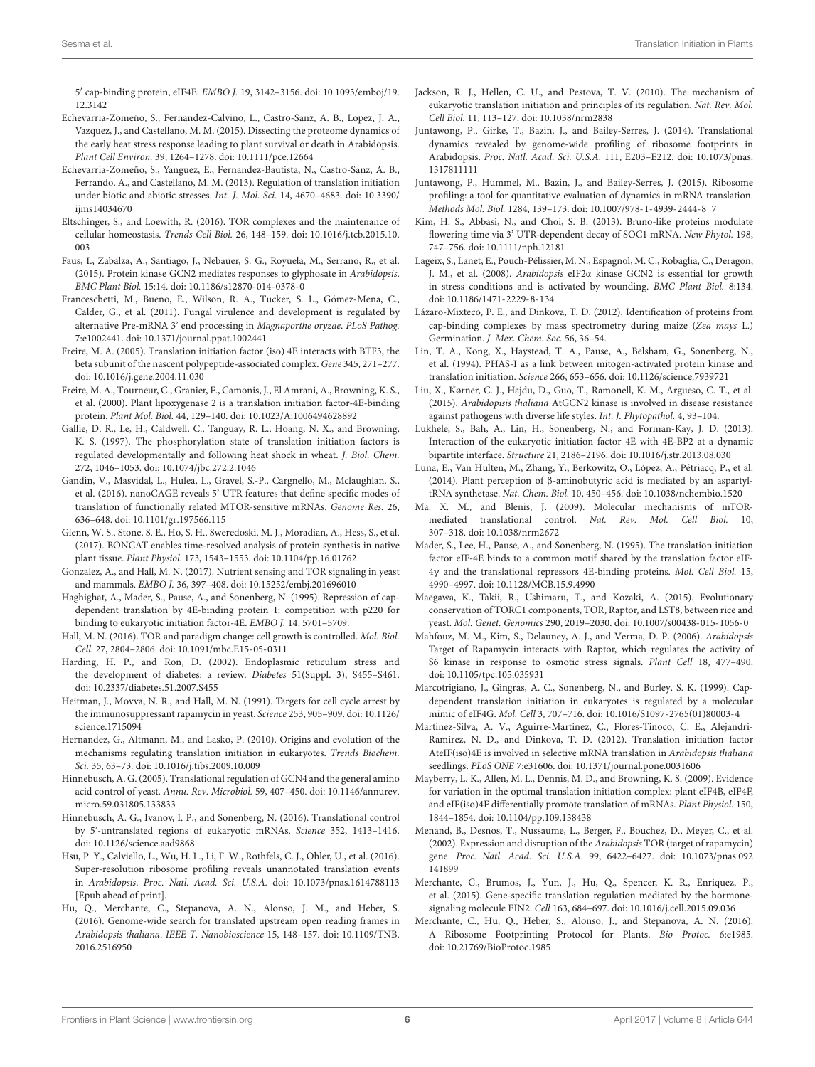5′ cap-binding protein, eIF4E. *EMBO J.* 19, 3142–3156. doi: 10.1093/emboj/19.12.3142

Echevarria-Zomeño, S., Fernandez-Calvino, L., Castro-Sanz, A. B., Lopez, J. A., Vazquez, J., and Castellano, M. M. (2015). Dissecting the proteome dynamics of the early heat stress response leading to plant survival or death in Arabidopsis. *Plant Cell Environ.* 39, 1264–1278. doi: 10.1111/pce.12664

Echevarria-Zomeño, S., Yanguez, E., Fernandez-Bautista, N., Castro-Sanz, A. B., Ferrando, A., and Castellano, M. M. (2013). Regulation of translation initiation under biotic and abiotic stresses. *Int. J. Mol. Sci.* 14, 4670–4683. doi: 10.3390/ijms14034670

Eltschinger, S., and Loewith, R. (2016). TOR complexes and the maintenance of cellular homeostasis. *Trends Cell Biol.* 26, 148–159. doi: 10.1016/j.tcb.2015.10.003

Faus, I., Zabalza, A., Santiago, J., Nebauer, S. G., Royuela, M., Serrano, R., et al. (2015). Protein kinase GCN2 mediates responses to glyphosate in *Arabidopsis*. *BMC Plant Biol.* 15:14. doi: 10.1186/s12870-014-0378-0

Franceschetti, M., Bueno, E., Wilson, R. A., Tucker, S. L., Gómez-Mena, C., Calder, G., et al. (2011). Fungal virulence and development is regulated by alternative Pre-mRNA 3′ end processing in *Magnaporthe oryzae*. *PLoS Pathog.* 7:e1002441. doi: 10.1371/journal.ppat.1002441

Freire, M. A. (2005). Translation initiation factor (iso) 4E interacts with BTF3, the beta subunit of the nascent polypeptide-associated complex. *Gene* 345, 271–277. doi: 10.1016/j.gene.2004.11.030

Freire, M. A., Tourneur, C., Granier, F., Camonis, J., El Amrani, A., Browning, K. S., et al. (2000). Plant lipoxygenase 2 is a translation initiation factor-4E-binding protein. *Plant Mol. Biol.* 44, 129–140. doi: 10.1023/A:1006494628892

Gallie, D. R., Le, H., Caldwell, C., Tanguay, R. L., Hoang, N. X., and Browning, K. S. (1997). The phosphorylation state of translation initiation factors is regulated developmentally and following heat shock in wheat. *J. Biol. Chem.* 272, 1046–1053. doi: 10.1074/jbc.272.2.1046

Gandin, V., Masvidal, L., Hulea, L., Gravel, S.-P., Cargnello, M., Mclaughlan, S., et al. (2016). nanoCAGE reveals 5′ UTR features that define specific modes of translation of functionally related MTOR-sensitive mRNAs. *Genome Res.* 26, 636–648. doi: 10.1101/gr.197566.115

Glenn, W. S., Stone, S. E., Ho, S. H., Sweredoski, M. J., Moradian, A., Hess, S., et al. (2017). BONCAT enables time-resolved analysis of protein synthesis in native plant tissue. *Plant Physiol.* 173, 1543–1553. doi: 10.1104/pp.16.01762

Gonzalez, A., and Hall, M. N. (2017). Nutrient sensing and TOR signaling in yeast and mammals. *EMBO J.* 36, 397–408. doi: 10.15252/embj.201696010

Haghighat, A., Mader, S., Pause, A., and Sonenberg, N. (1995). Repression of cap-dependent translation by 4E-binding protein 1: competition with p220 for binding to eukaryotic initiation factor-4E. *EMBO J.* 14, 5701–5709.

Hall, M. N. (2016). TOR and paradigm change: cell growth is controlled. *Mol. Biol. Cell.* 27, 2804–2806. doi: 10.1091/mbc.E15-05-0311

Harding, H. P., and Ron, D. (2002). Endoplasmic reticulum stress and the development of diabetes: a review. *Diabetes* 51(Suppl. 3), S455–S461. doi: 10.2337/diabetes.51.2007.S455

Heitman, J., Movva, N. R., and Hall, M. N. (1991). Targets for cell cycle arrest by the immunosuppressant rapamycin in yeast. *Science* 253, 905–909. doi: 10.1126/science.1715094

Hernandez, G., Altmann, M., and Lasko, P. (2010). Origins and evolution of the mechanisms regulating translation initiation in eukaryotes. *Trends Biochem. Sci.* 35, 63–73. doi: 10.1016/j.tibs.2009.10.009

Hinnebusch, A. G. (2005). Translational regulation of GCN4 and the general amino acid control of yeast. *Annu. Rev. Microbiol.* 59, 407–450. doi: 10.1146/annurev.micro.59.031805.133833

Hinnebusch, A. G., Ivanov, I. P., and Sonenberg, N. (2016). Translational control by 5′-untranslated regions of eukaryotic mRNAs. *Science* 352, 1413–1416. doi: 10.1126/science.aad9868

Hsu, P. Y., Calviello, L., Wu, H. L., Li, F. W., Rothfels, C. J., Ohler, U., et al. (2016). Super-resolution ribosome profiling reveals unannotated translation events in *Arabidopsis*. *Proc. Natl. Acad. Sci. U.S.A.* doi: 10.1073/pnas.1614788113 [Epub ahead of print].

Hu, Q., Merchante, C., Stepanova, A. N., Alonso, J. M., and Heber, S. (2016). Genome-wide search for translated upstream open reading frames in *Arabidopsis thaliana*. *IEEE T. Nanobioscience* 15, 148–157. doi: 10.1109/TNB.2016.2516950

Jackson, R. J., Hellen, C. U., and Pestova, T. V. (2010). The mechanism of eukaryotic translation initiation and principles of its regulation. *Nat. Rev. Mol. Cell Biol.* 11, 113–127. doi: 10.1038/nrm2838

Juntawong, P., Girke, T., Bazin, J., and Bailey-Serres, J. (2014). Translational dynamics revealed by genome-wide profiling of ribosome footprints in Arabidopsis. *Proc. Natl. Acad. Sci. U.S.A.* 111, E203–E212. doi: 10.1073/pnas.1317811111

Juntawong, P., Hummel, M., Bazin, J., and Bailey-Serres, J. (2015). Ribosome profiling: a tool for quantitative evaluation of dynamics in mRNA translation. *Methods Mol. Biol.* 1284, 139–173. doi: 10.1007/978-1-4939-2444-8_7

Kim, H. S., Abbasi, N., and Choi, S. B. (2013). Bruno-like proteins modulate flowering time via 3′ UTR-dependent decay of SOC1 mRNA. *New Phytol.* 198, 747–756. doi: 10.1111/nph.12181

Lageix, S., Lanet, E., Pouch-Pélissier, M. N., Espagnol, M. C., Robaglia, C., Deragon, J. M., et al. (2008). *Arabidopsis* eIF2α kinase GCN2 is essential for growth in stress conditions and is activated by wounding. *BMC Plant Biol.* 8:134. doi: 10.1186/1471-2229-8-134

Lázaro-Mixteco, P. E., and Dinkova, T. D. (2012). Identification of proteins from cap-binding complexes by mass spectrometry during maize (*Zea mays* L.) Germination. *J. Mex. Chem. Soc.* 56, 36–54.

Lin, T. A., Kong, X., Haystead, T. A., Pause, A., Belsham, G., Sonenberg, N., et al. (1994). PHAS-I as a link between mitogen-activated protein kinase and translation initiation. *Science* 266, 653–656. doi: 10.1126/science.7939721

Liu, X., Kørner, C. J., Hajdu, D., Guo, T., Ramonell, K. M., Argueso, C. T., et al. (2015). *Arabidopsis thaliana* AtGCN2 kinase is involved in disease resistance against pathogens with diverse life styles. *Int. J. Phytopathol.* 4, 93–104.

Lukhele, S., Bah, A., Lin, H., Sonenberg, N., and Forman-Kay, J. D. (2013). Interaction of the eukaryotic initiation factor 4E with 4E-BP2 at a dynamic bipartite interface. *Structure* 21, 2186–2196. doi: 10.1016/j.str.2013.08.030

Luna, E., Van Hulten, M., Zhang, Y., Berkowitz, O., López, A., Pétriacq, P., et al. (2014). Plant perception of β-aminobutyric acid is mediated by an aspartyl-tRNA synthetase. *Nat. Chem. Biol.* 10, 450–456. doi: 10.1038/nchembio.1520

Ma, X. M., and Blenis, J. (2009). Molecular mechanisms of mTOR-mediated translational control. *Nat. Rev. Mol. Cell Biol.* 10, 307–318. doi: 10.1038/nrm2672

Mader, S., Lee, H., Pause, A., and Sonenberg, N. (1995). The translation initiation factor eIF-4E binds to a common motif shared by the translation factor eIF-4γ and the translational repressors 4E-binding proteins. *Mol. Cell Biol.* 15, 4990–4997. doi: 10.1128/MCB.15.9.4990

Maegawa, K., Takii, R., Ushimaru, T., and Kozaki, A. (2015). Evolutionary conservation of TORC1 components, TOR, Raptor, and LST8, between rice and yeast. *Mol. Genet. Genomics* 290, 2019–2030. doi: 10.1007/s00438-015-1056-0

Mahfouz, M. M., Kim, S., Delauney, A. J., and Verma, D. P. (2006). *Arabidopsis* Target of Rapamycin interacts with Raptor, which regulates the activity of S6 kinase in response to osmotic stress signals. *Plant Cell* 18, 477–490. doi: 10.1105/tpc.105.035931

Marcotrigiano, J., Gingras, A. C., Sonenberg, N., and Burley, S. K. (1999). Cap-dependent translation initiation in eukaryotes is regulated by a molecular mimic of eIF4G. *Mol. Cell* 3, 707–716. doi: 10.1016/S1097-2765(01)80003-4

Martinez-Silva, A. V., Aguirre-Martinez, C., Flores-Tinoco, C. E., Alejandri-Ramirez, N. D., and Dinkova, T. D. (2012). Translation initiation factor AteIF(iso)4E is involved in selective mRNA translation in *Arabidopsis thaliana* seedlings. *PLoS ONE* 7:e31606. doi: 10.1371/journal.pone.0031606

Mayberry, L. K., Allen, M. L., Dennis, M. D., and Browning, K. S. (2009). Evidence for variation in the optimal translation initiation complex: plant eIF4B, eIF4F, and eIF(iso)4F differentially promote translation of mRNAs. *Plant Physiol.* 150, 1844–1854. doi: 10.1104/pp.109.138438

Menand, B., Desnos, T., Nussaume, L., Berger, F., Bouchez, D., Meyer, C., et al. (2002). Expression and disruption of the *Arabidopsis* TOR (target of rapamycin) gene. *Proc. Natl. Acad. Sci. U.S.A.* 99, 6422–6427. doi: 10.1073/pnas.092141899

Merchante, C., Brumos, J., Yun, J., Hu, Q., Spencer, K. R., Enriquez, P., et al. (2015). Gene-specific translation regulation mediated by the hormone-signaling molecule EIN2. *Cell* 163, 684–697. doi: 10.1016/j.cell.2015.09.036

Merchante, C., Hu, Q., Heber, S., Alonso, J., and Stepanova, A. N. (2016). A Ribosome Footprinting Protocol for Plants. *Bio Protoc.* 6:e1985. doi: 10.21769/BioProtoc.1985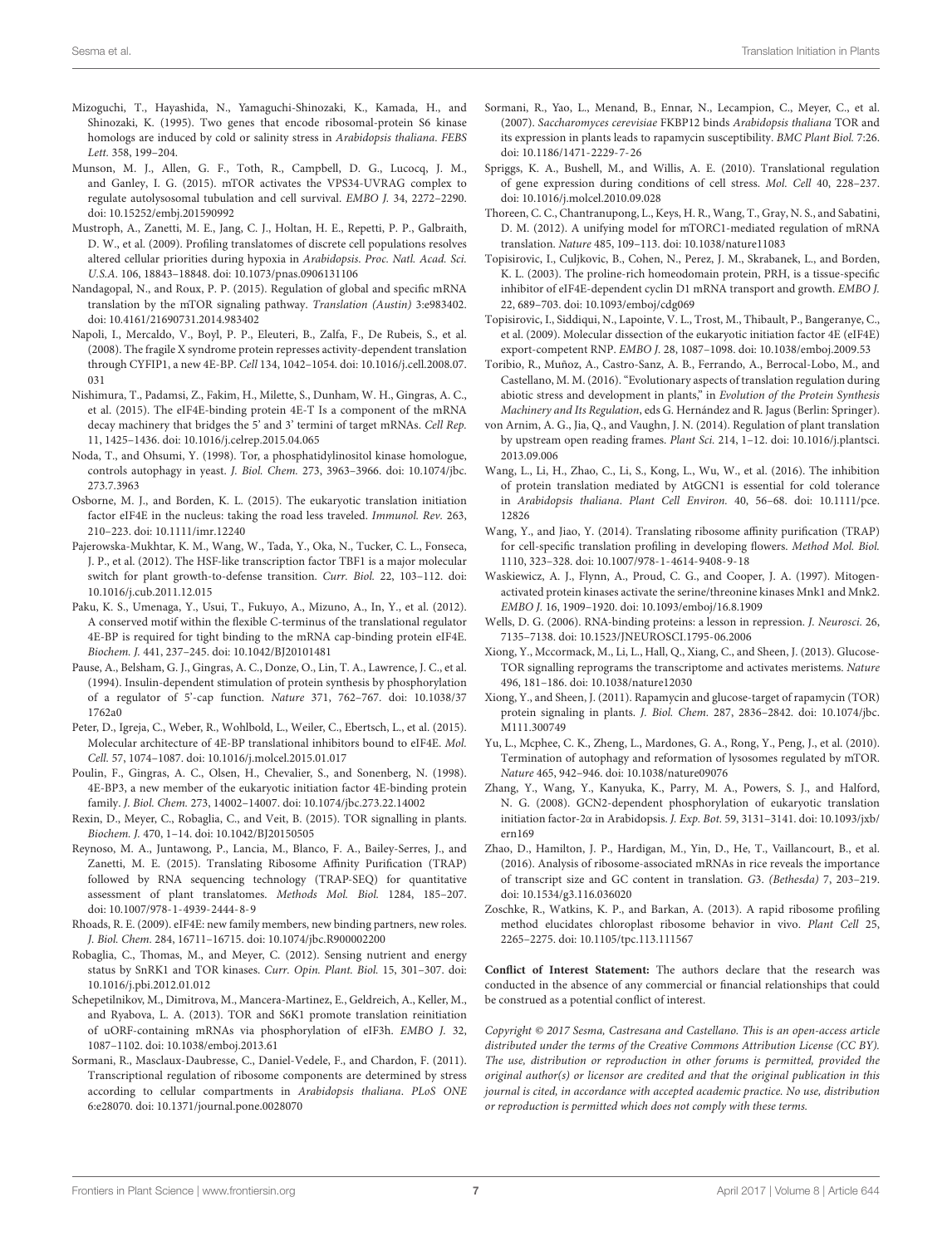Mizoguchi, T., Hayashida, N., Yamaguchi-Shinozaki, K., Kamada, H., and Shinozaki, K. (1995). Two genes that encode ribosomal-protein S6 kinase homologs are induced by cold or salinity stress in *Arabidopsis thaliana*. *FEBS Lett.* 358, 199–204.

Munson, M. J., Allen, G. F., Toth, R., Campbell, D. G., Lucocq, J. M., and Ganley, I. G. (2015). mTOR activates the VPS34-UVRAG complex to regulate autolysosomal tubulation and cell survival. *EMBO J.* 34, 2272–2290. doi: 10.15252/embj.201590992

Mustroph, A., Zanetti, M. E., Jang, C. J., Holtan, H. E., Repetti, P. P., Galbraith, D. W., et al. (2009). Profiling translatomes of discrete cell populations resolves altered cellular priorities during hypoxia in *Arabidopsis*. *Proc. Natl. Acad. Sci. U.S.A.* 106, 18843–18848. doi: 10.1073/pnas.0906131106

Nandagopal, N., and Roux, P. P. (2015). Regulation of global and specific mRNA translation by the mTOR signaling pathway. *Translation (Austin)* 3:e983402. doi: 10.4161/21690731.2014.983402

Napoli, I., Mercaldo, V., Boyl, P. P., Eleuteri, B., Zalfa, F., De Rubeis, S., et al. (2008). The fragile X syndrome protein represses activity-dependent translation through CYFIP1, a new 4E-BP. *Cell* 134, 1042–1054. doi: 10.1016/j.cell.2008.07.031

Nishimura, T., Padamsi, Z., Fakim, H., Milette, S., Dunham, W. H., Gingras, A. C., et al. (2015). The eIF4E-binding protein 4E-T Is a component of the mRNA decay machinery that bridges the 5′ and 3′ termini of target mRNAs. *Cell Rep.* 11, 1425–1436. doi: 10.1016/j.celrep.2015.04.065

Noda, T., and Ohsumi, Y. (1998). Tor, a phosphatidylinositol kinase homologue, controls autophagy in yeast. *J. Biol. Chem.* 273, 3963–3966. doi: 10.1074/jbc.273.7.3963

Osborne, M. J., and Borden, K. L. (2015). The eukaryotic translation initiation factor eIF4E in the nucleus: taking the road less traveled. *Immunol. Rev.* 263, 210–223. doi: 10.1111/imr.12240

Pajerowska-Mukhtar, K. M., Wang, W., Tada, Y., Oka, N., Tucker, C. L., Fonseca, J. P., et al. (2012). The HSF-like transcription factor TBF1 is a major molecular switch for plant growth-to-defense transition. *Curr. Biol.* 22, 103–112. doi: 10.1016/j.cub.2011.12.015

Paku, K. S., Umenaga, Y., Usui, T., Fukuyo, A., Mizuno, A., In, Y., et al. (2012). A conserved motif within the flexible C-terminus of the translational regulator 4E-BP is required for tight binding to the mRNA cap-binding protein eIF4E. *Biochem. J.* 441, 237–245. doi: 10.1042/BJ20101481

Pause, A., Belsham, G. J., Gingras, A. C., Donze, O., Lin, T. A., Lawrence, J. C., et al. (1994). Insulin-dependent stimulation of protein synthesis by phosphorylation of a regulator of 5′-cap function. *Nature* 371, 762–767. doi: 10.1038/371762a0

Peter, D., Igreja, C., Weber, R., Wohlbold, L., Weiler, C., Ebertsch, L., et al. (2015). Molecular architecture of 4E-BP translational inhibitors bound to eIF4E. *Mol. Cell.* 57, 1074–1087. doi: 10.1016/j.molcel.2015.01.017

Poulin, F., Gingras, A. C., Olsen, H., Chevalier, S., and Sonenberg, N. (1998). 4E-BP3, a new member of the eukaryotic initiation factor 4E-binding protein family. *J. Biol. Chem.* 273, 14002–14007. doi: 10.1074/jbc.273.22.14002

Rexin, D., Meyer, C., Robaglia, C., and Veit, B. (2015). TOR signalling in plants. *Biochem. J.* 470, 1–14. doi: 10.1042/BJ20150505

Reynoso, M. A., Juntawong, P., Lancia, M., Blanco, F. A., Bailey-Serres, J., and Zanetti, M. E. (2015). Translating Ribosome Affinity Purification (TRAP) followed by RNA sequencing technology (TRAP-SEQ) for quantitative assessment of plant translatomes. *Methods Mol. Biol.* 1284, 185–207. doi: 10.1007/978-1-4939-2444-8-9

Rhoads, R. E. (2009). eIF4E: new family members, new binding partners, new roles. *J. Biol. Chem.* 284, 16711–16715. doi: 10.1074/jbc.R900002200

Robaglia, C., Thomas, M., and Meyer, C. (2012). Sensing nutrient and energy status by SnRK1 and TOR kinases. *Curr. Opin. Plant. Biol.* 15, 301–307. doi: 10.1016/j.pbi.2012.01.012

Schepetilnikov, M., Dimitrova, M., Mancera-Martinez, E., Geldreich, A., Keller, M., and Ryabova, L. A. (2013). TOR and S6K1 promote translation reinitiation of uORF-containing mRNAs via phosphorylation of eIF3h. *EMBO J.* 32, 1087–1102. doi: 10.1038/emboj.2013.61

Sormani, R., Masclaux-Daubresse, C., Daniel-Vedele, F., and Chardon, F. (2011). Transcriptional regulation of ribosome components are determined by stress according to cellular compartments in *Arabidopsis thaliana*. *PLoS ONE* 6:e28070. doi: 10.1371/journal.pone.0028070

Sormani, R., Yao, L., Menand, B., Ennar, N., Lecampion, C., Meyer, C., et al. (2007). *Saccharomyces cerevisiae* FKBP12 binds *Arabidopsis thaliana* TOR and its expression in plants leads to rapamycin susceptibility. *BMC Plant Biol.* 7:26. doi: 10.1186/1471-2229-7-26

Spriggs, K. A., Bushell, M., and Willis, A. E. (2010). Translational regulation of gene expression during conditions of cell stress. *Mol. Cell* 40, 228–237. doi: 10.1016/j.molcel.2010.09.028

Thoreen, C. C., Chantranupong, L., Keys, H. R., Wang, T., Gray, N. S., and Sabatini, D. M. (2012). A unifying model for mTORC1-mediated regulation of mRNA translation. *Nature* 485, 109–113. doi: 10.1038/nature11083

Topisirovic, I., Culjkovic, B., Cohen, N., Perez, J. M., Skrabanek, L., and Borden, K. L. (2003). The proline-rich homeodomain protein, PRH, is a tissue-specific inhibitor of eIF4E-dependent cyclin D1 mRNA transport and growth. *EMBO J.* 22, 689–703. doi: 10.1093/emboj/cdg069

Topisirovic, I., Siddiqui, N., Lapointe, V. L., Trost, M., Thibault, P., Bangeranye, C., et al. (2009). Molecular dissection of the eukaryotic initiation factor 4E (eIF4E) export-competent RNP. *EMBO J.* 28, 1087–1098. doi: 10.1038/emboj.2009.53

Toribio, R., Muñoz, A., Castro-Sanz, A. B., Ferrando, A., Berrocal-Lobo, M., and Castellano, M. M. (2016). "Evolutionary aspects of translation regulation during abiotic stress and development in plants," in *Evolution of the Protein Synthesis Machinery and Its Regulation*, eds G. Hernández and R. Jagus (Berlin: Springer).

von Arnim, A. G., Jia, Q., and Vaughn, J. N. (2014). Regulation of plant translation by upstream open reading frames. *Plant Sci.* 214, 1–12. doi: 10.1016/j.plantsci.2013.09.006

Wang, L., Li, H., Zhao, C., Li, S., Kong, L., Wu, W., et al. (2016). The inhibition of protein translation mediated by AtGCN1 is essential for cold tolerance in *Arabidopsis thaliana*. *Plant Cell Environ.* 40, 56–68. doi: 10.1111/pce.12826

Wang, Y., and Jiao, Y. (2014). Translating ribosome affinity purification (TRAP) for cell-specific translation profiling in developing flowers. *Method Mol. Biol.* 1110, 323–328. doi: 10.1007/978-1-4614-9408-9-18

Waskiewicz, A. J., Flynn, A., Proud, C. G., and Cooper, J. A. (1997). Mitogen-activated protein kinases activate the serine/threonine kinases Mnk1 and Mnk2. *EMBO J.* 16, 1909–1920. doi: 10.1093/emboj/16.8.1909

Wells, D. G. (2006). RNA-binding proteins: a lesson in repression. *J. Neurosci.* 26, 7135–7138. doi: 10.1523/JNEUROSCI.1795-06.2006

Xiong, Y., Mccormack, M., Li, L., Hall, Q., Xiang, C., and Sheen, J. (2013). Glucose-TOR signalling reprograms the transcriptome and activates meristems. *Nature* 496, 181–186. doi: 10.1038/nature12030

Xiong, Y., and Sheen, J. (2011). Rapamycin and glucose-target of rapamycin (TOR) protein signaling in plants. *J. Biol. Chem.* 287, 2836–2842. doi: 10.1074/jbc.M111.300749

Yu, L., Mcphee, C. K., Zheng, L., Mardones, G. A., Rong, Y., Peng, J., et al. (2010). Termination of autophagy and reformation of lysosomes regulated by mTOR. *Nature* 465, 942–946. doi: 10.1038/nature09076

Zhang, Y., Wang, Y., Kanyuka, K., Parry, M. A., Powers, S. J., and Halford, N. G. (2008). GCN2-dependent phosphorylation of eukaryotic translation initiation factor-2α in Arabidopsis. *J. Exp. Bot.* 59, 3131–3141. doi: 10.1093/jxb/ern169

Zhao, D., Hamilton, J. P., Hardigan, M., Yin, D., He, T., Vaillancourt, B., et al. (2016). Analysis of ribosome-associated mRNAs in rice reveals the importance of transcript size and GC content in translation. *G3. (Bethesda)* 7, 203–219. doi: 10.1534/g3.116.036020

Zoschke, R., Watkins, K. P., and Barkan, A. (2013). A rapid ribosome profiling method elucidates chloroplast ribosome behavior in vivo. *Plant Cell* 25, 2265–2275. doi: 10.1105/tpc.113.111567

**Conflict of Interest Statement:** The authors declare that the research was conducted in the absence of any commercial or financial relationships that could be construed as a potential conflict of interest.

*Copyright © 2017 Sesma, Castresana and Castellano. This is an open-access article distributed under the terms of the Creative Commons Attribution License (CC BY). The use, distribution or reproduction in other forums is permitted, provided the original author(s) or licensor are credited and that the original publication in this journal is cited, in accordance with accepted academic practice. No use, distribution or reproduction is permitted which does not comply with these terms.*